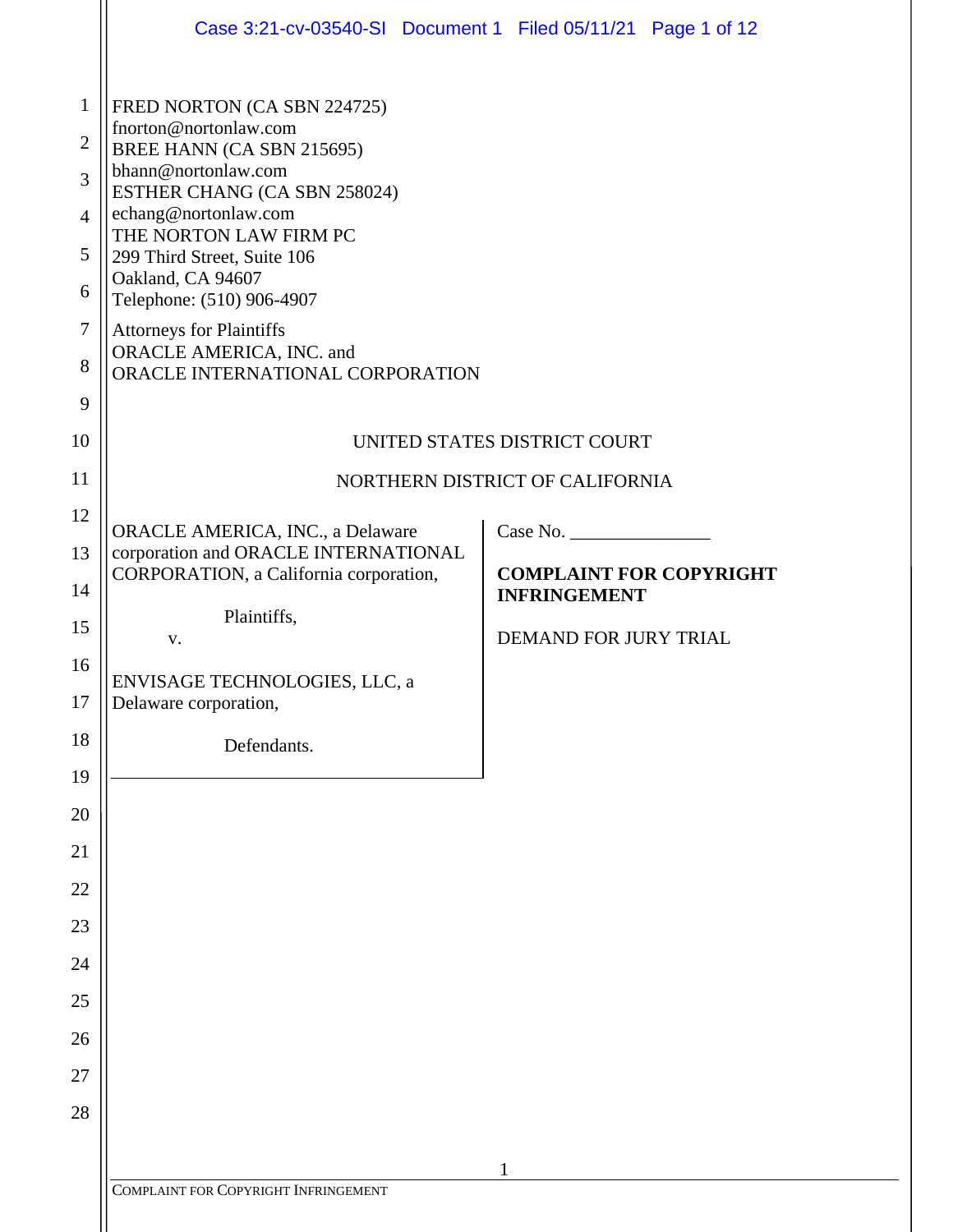FRED NORTON (CA SBN 224725)
fnorton@nortonlaw.com
BREE HANN (CA SBN 215695)
bhann@nortonlaw.com
ESTHER CHANG (CA SBN 258024)
echang@nortonlaw.com
THE NORTON LAW FIRM PC
299 Third Street, Suite 106
Oakland, CA 94607
Telephone: (510) 906-4907

Attorneys for Plaintiffs
ORACLE AMERICA, INC. and
ORACLE INTERNATIONAL CORPORATION

UNITED STATES DISTRICT COURT

NORTHERN DISTRICT OF CALIFORNIA

| | |
|---|---|
| ORACLE AMERICA, INC., a Delaware corporation and ORACLE INTERNATIONAL CORPORATION, a California corporation,<br><br>Plaintiffs,<br><br>v.<br><br>ENVISAGE TECHNOLOGIES, LLC, a Delaware corporation,<br><br>Defendants. | Case No. _______________<br><br>**COMPLAINT FOR COPYRIGHT INFRINGEMENT**<br><br>DEMAND FOR JURY TRIAL |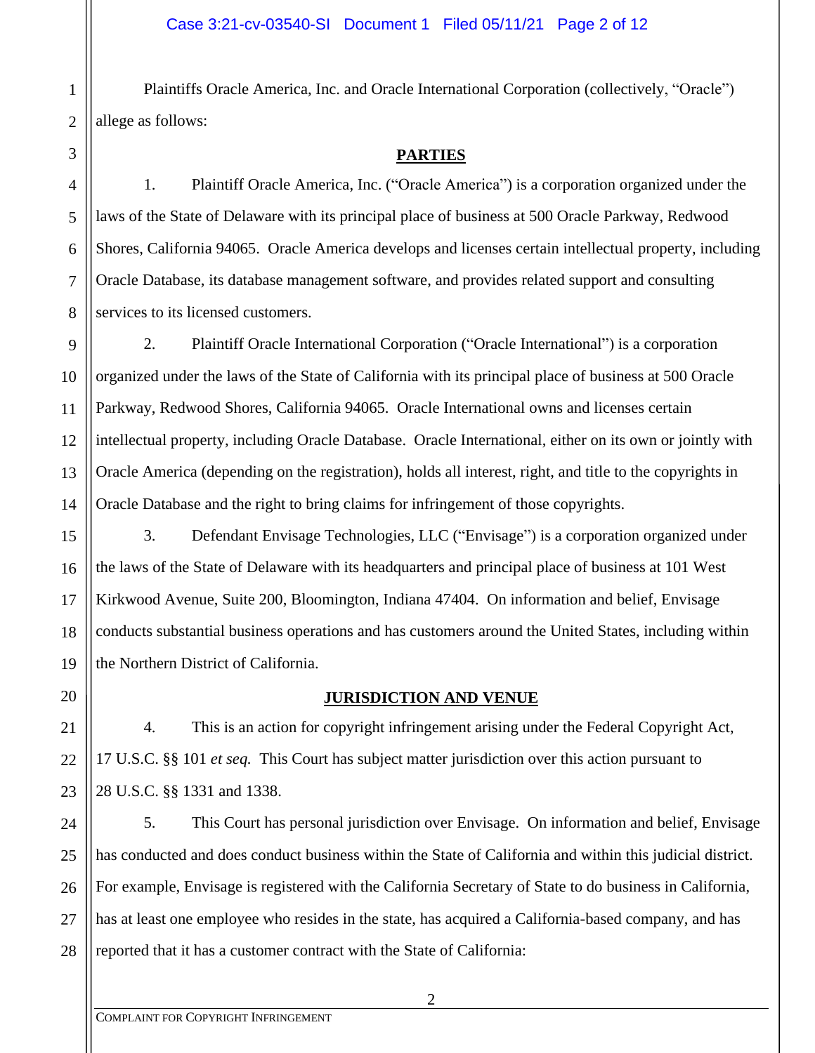Plaintiffs Oracle America, Inc. and Oracle International Corporation (collectively, "Oracle") allege as follows:

## PARTIES

1. Plaintiff Oracle America, Inc. ("Oracle America") is a corporation organized under the laws of the State of Delaware with its principal place of business at 500 Oracle Parkway, Redwood Shores, California 94065. Oracle America develops and licenses certain intellectual property, including Oracle Database, its database management software, and provides related support and consulting services to its licensed customers.

2. Plaintiff Oracle International Corporation ("Oracle International") is a corporation organized under the laws of the State of California with its principal place of business at 500 Oracle Parkway, Redwood Shores, California 94065. Oracle International owns and licenses certain intellectual property, including Oracle Database. Oracle International, either on its own or jointly with Oracle America (depending on the registration), holds all interest, right, and title to the copyrights in Oracle Database and the right to bring claims for infringement of those copyrights.

3. Defendant Envisage Technologies, LLC ("Envisage") is a corporation organized under the laws of the State of Delaware with its headquarters and principal place of business at 101 West Kirkwood Avenue, Suite 200, Bloomington, Indiana 47404. On information and belief, Envisage conducts substantial business operations and has customers around the United States, including within the Northern District of California.

## JURISDICTION AND VENUE

4. This is an action for copyright infringement arising under the Federal Copyright Act, 17 U.S.C. §§ 101 *et seq.* This Court has subject matter jurisdiction over this action pursuant to 28 U.S.C. §§ 1331 and 1338.

5. This Court has personal jurisdiction over Envisage. On information and belief, Envisage has conducted and does conduct business within the State of California and within this judicial district. For example, Envisage is registered with the California Secretary of State to do business in California, has at least one employee who resides in the state, has acquired a California-based company, and has reported that it has a customer contract with the State of California: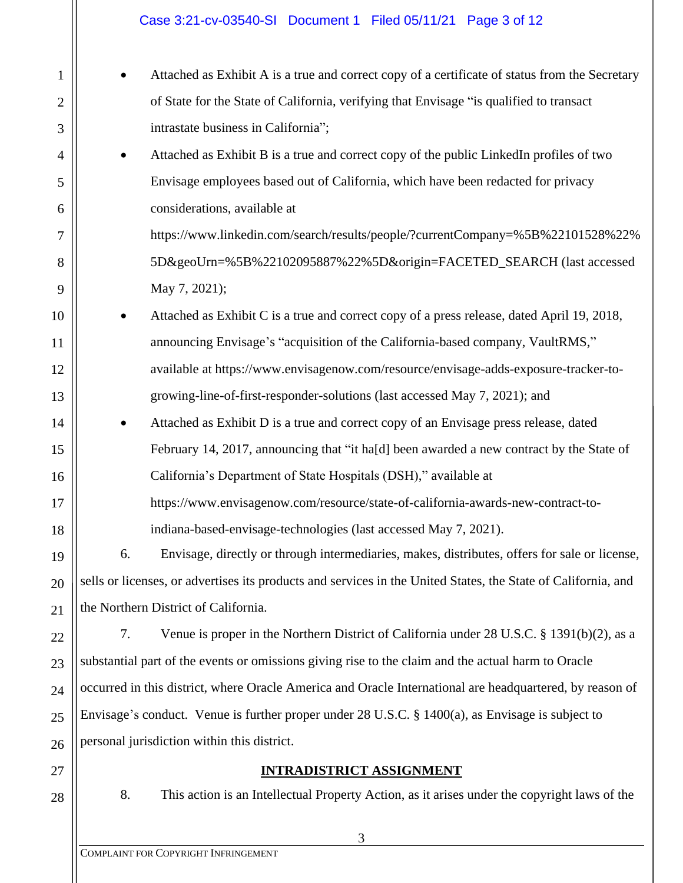- Attached as Exhibit A is a true and correct copy of a certificate of status from the Secretary of State for the State of California, verifying that Envisage "is qualified to transact intrastate business in California";
- Attached as Exhibit B is a true and correct copy of the public LinkedIn profiles of two Envisage employees based out of California, which have been redacted for privacy considerations, available at https://www.linkedin.com/search/results/people/?currentCompany=%5B%22101528%22%5D&geoUrn=%5B%22102095887%22%5D&origin=FACETED_SEARCH (last accessed May 7, 2021);
- Attached as Exhibit C is a true and correct copy of a press release, dated April 19, 2018, announcing Envisage's "acquisition of the California-based company, VaultRMS," available at https://www.envisagenow.com/resource/envisage-adds-exposure-tracker-to-growing-line-of-first-responder-solutions (last accessed May 7, 2021); and
- Attached as Exhibit D is a true and correct copy of an Envisage press release, dated February 14, 2017, announcing that "it ha[d] been awarded a new contract by the State of California's Department of State Hospitals (DSH)," available at https://www.envisagenow.com/resource/state-of-california-awards-new-contract-to-indiana-based-envisage-technologies (last accessed May 7, 2021).

6. Envisage, directly or through intermediaries, makes, distributes, offers for sale or license, sells or licenses, or advertises its products and services in the United States, the State of California, and the Northern District of California.

7. Venue is proper in the Northern District of California under 28 U.S.C. § 1391(b)(2), as a substantial part of the events or omissions giving rise to the claim and the actual harm to Oracle occurred in this district, where Oracle America and Oracle International are headquartered, by reason of Envisage's conduct. Venue is further proper under 28 U.S.C. § 1400(a), as Envisage is subject to personal jurisdiction within this district.

## INTRADISTRICT ASSIGNMENT

8. This action is an Intellectual Property Action, as it arises under the copyright laws of the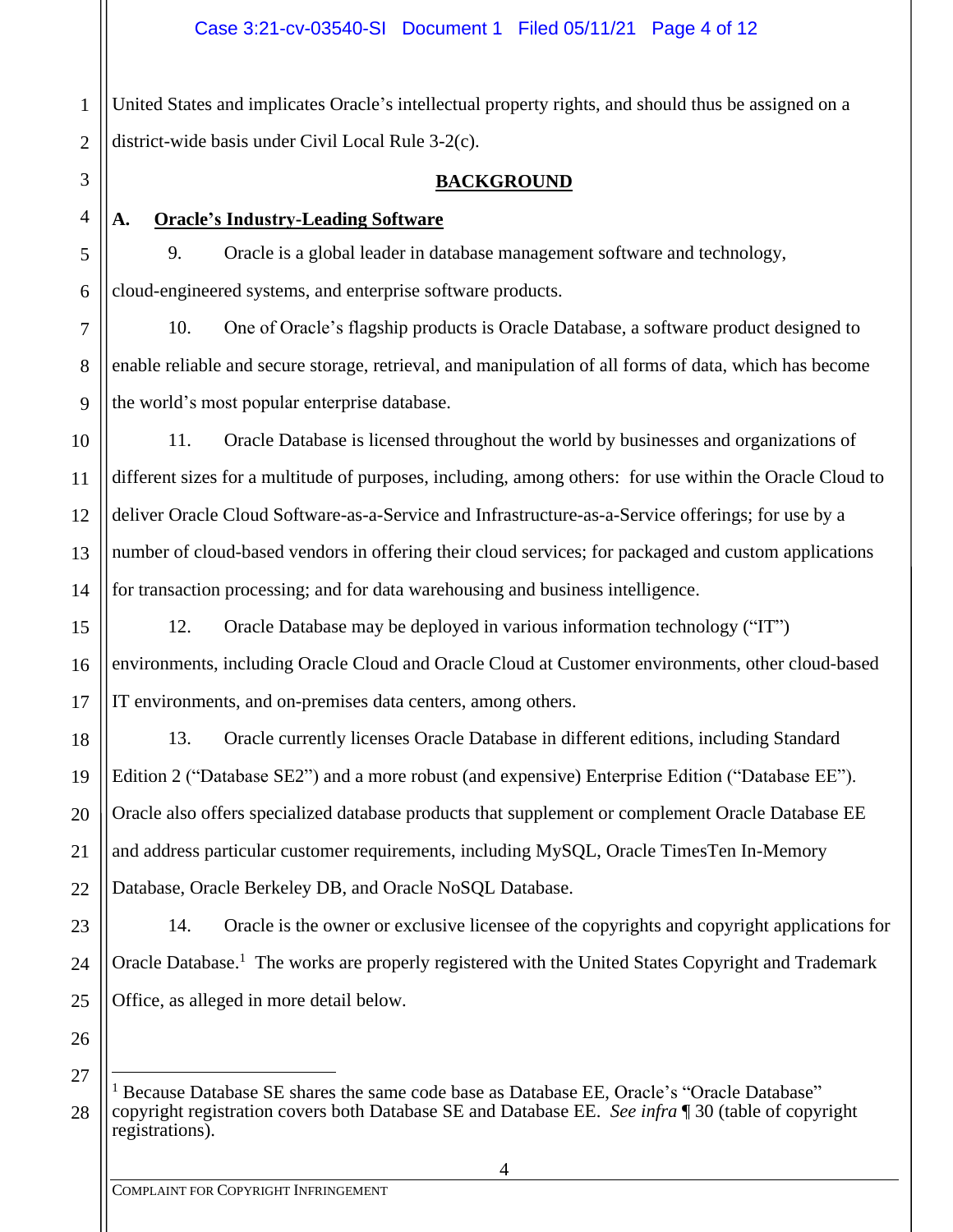United States and implicates Oracle's intellectual property rights, and should thus be assigned on a district-wide basis under Civil Local Rule 3-2(c).

## BACKGROUND

### A. Oracle's Industry-Leading Software

9. Oracle is a global leader in database management software and technology, cloud-engineered systems, and enterprise software products.

10. One of Oracle's flagship products is Oracle Database, a software product designed to enable reliable and secure storage, retrieval, and manipulation of all forms of data, which has become the world's most popular enterprise database.

11. Oracle Database is licensed throughout the world by businesses and organizations of different sizes for a multitude of purposes, including, among others: for use within the Oracle Cloud to deliver Oracle Cloud Software-as-a-Service and Infrastructure-as-a-Service offerings; for use by a number of cloud-based vendors in offering their cloud services; for packaged and custom applications for transaction processing; and for data warehousing and business intelligence.

12. Oracle Database may be deployed in various information technology ("IT") environments, including Oracle Cloud and Oracle Cloud at Customer environments, other cloud-based IT environments, and on-premises data centers, among others.

13. Oracle currently licenses Oracle Database in different editions, including Standard Edition 2 ("Database SE2") and a more robust (and expensive) Enterprise Edition ("Database EE"). Oracle also offers specialized database products that supplement or complement Oracle Database EE and address particular customer requirements, including MySQL, Oracle TimesTen In-Memory Database, Oracle Berkeley DB, and Oracle NoSQL Database.

14. Oracle is the owner or exclusive licensee of the copyrights and copyright applications for Oracle Database.[1] The works are properly registered with the United States Copyright and Trademark Office, as alleged in more detail below.

---

[1] Because Database SE shares the same code base as Database EE, Oracle's "Oracle Database" copyright registration covers both Database SE and Database EE. *See infra* ¶ 30 (table of copyright registrations).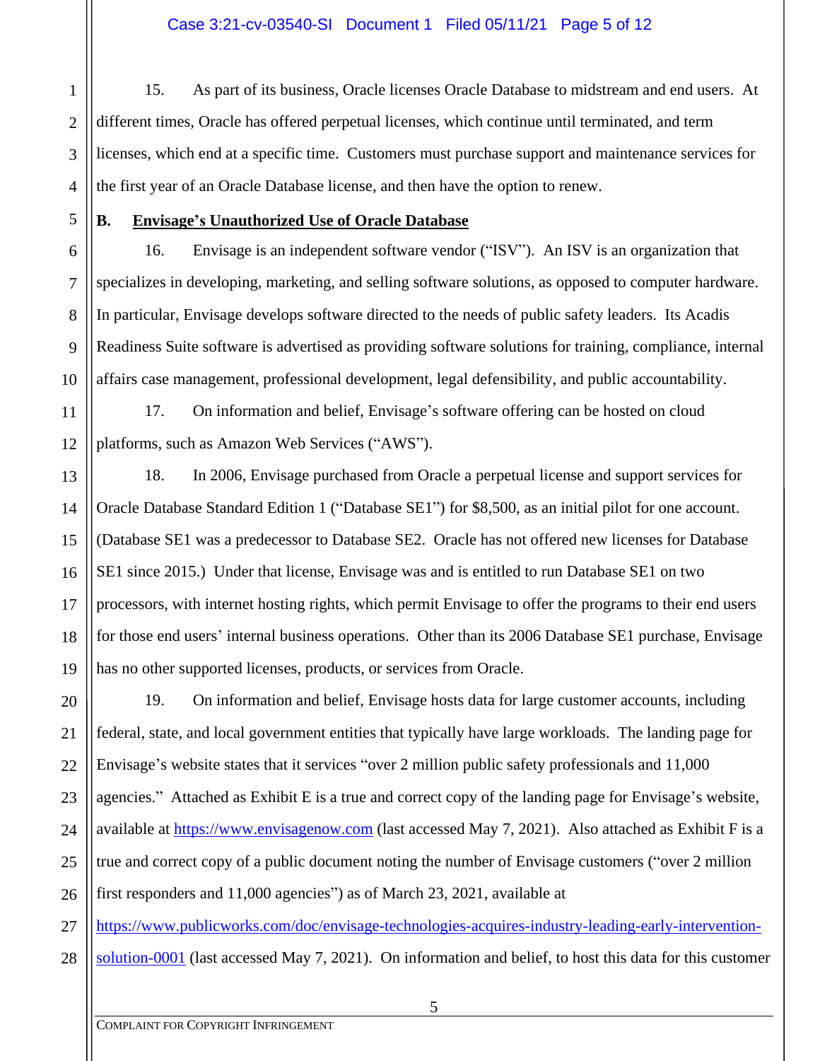15. As part of its business, Oracle licenses Oracle Database to midstream and end users. At different times, Oracle has offered perpetual licenses, which continue until terminated, and term licenses, which end at a specific time. Customers must purchase support and maintenance services for the first year of an Oracle Database license, and then have the option to renew.

**B. <u>Envisage's Unauthorized Use of Oracle Database</u>**

16. Envisage is an independent software vendor ("ISV"). An ISV is an organization that specializes in developing, marketing, and selling software solutions, as opposed to computer hardware. In particular, Envisage develops software directed to the needs of public safety leaders. Its Acadis Readiness Suite software is advertised as providing software solutions for training, compliance, internal affairs case management, professional development, legal defensibility, and public accountability.

17. On information and belief, Envisage's software offering can be hosted on cloud platforms, such as Amazon Web Services ("AWS").

18. In 2006, Envisage purchased from Oracle a perpetual license and support services for Oracle Database Standard Edition 1 ("Database SE1") for $8,500, as an initial pilot for one account. (Database SE1 was a predecessor to Database SE2. Oracle has not offered new licenses for Database SE1 since 2015.) Under that license, Envisage was and is entitled to run Database SE1 on two processors, with internet hosting rights, which permit Envisage to offer the programs to their end users for those end users' internal business operations. Other than its 2006 Database SE1 purchase, Envisage has no other supported licenses, products, or services from Oracle.

19. On information and belief, Envisage hosts data for large customer accounts, including federal, state, and local government entities that typically have large workloads. The landing page for Envisage's website states that it services "over 2 million public safety professionals and 11,000 agencies." Attached as Exhibit E is a true and correct copy of the landing page for Envisage's website, available at https://www.envisagenow.com (last accessed May 7, 2021). Also attached as Exhibit F is a true and correct copy of a public document noting the number of Envisage customers ("over 2 million first responders and 11,000 agencies") as of March 23, 2021, available at https://www.publicworks.com/doc/envisage-technologies-acquires-industry-leading-early-intervention-solution-0001 (last accessed May 7, 2021). On information and belief, to host this data for this customer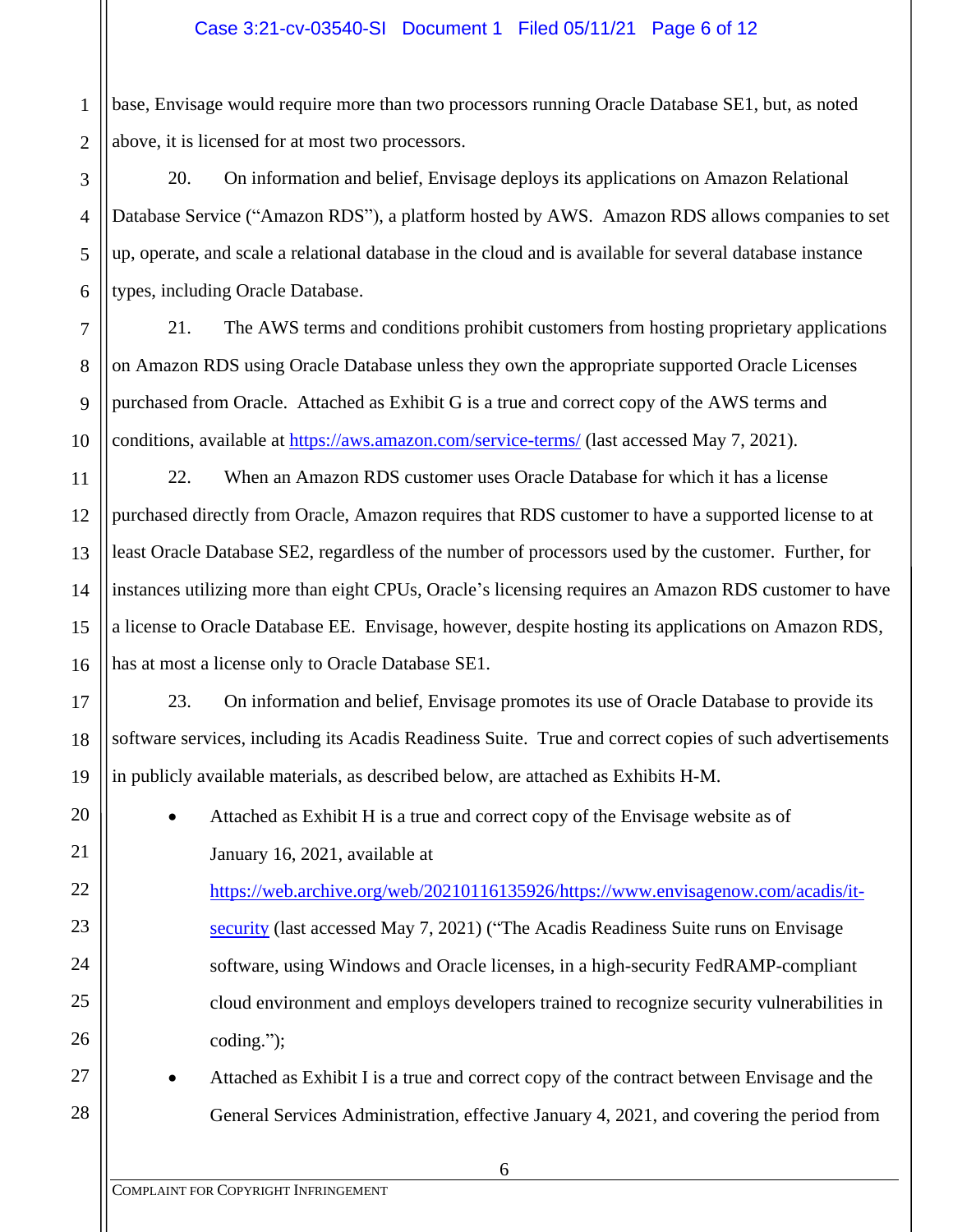base, Envisage would require more than two processors running Oracle Database SE1, but, as noted above, it is licensed for at most two processors.

20. On information and belief, Envisage deploys its applications on Amazon Relational Database Service ("Amazon RDS"), a platform hosted by AWS. Amazon RDS allows companies to set up, operate, and scale a relational database in the cloud and is available for several database instance types, including Oracle Database.

21. The AWS terms and conditions prohibit customers from hosting proprietary applications on Amazon RDS using Oracle Database unless they own the appropriate supported Oracle Licenses purchased from Oracle. Attached as Exhibit G is a true and correct copy of the AWS terms and conditions, available at https://aws.amazon.com/service-terms/ (last accessed May 7, 2021).

22. When an Amazon RDS customer uses Oracle Database for which it has a license purchased directly from Oracle, Amazon requires that RDS customer to have a supported license to at least Oracle Database SE2, regardless of the number of processors used by the customer. Further, for instances utilizing more than eight CPUs, Oracle's licensing requires an Amazon RDS customer to have a license to Oracle Database EE. Envisage, however, despite hosting its applications on Amazon RDS, has at most a license only to Oracle Database SE1.

23. On information and belief, Envisage promotes its use of Oracle Database to provide its software services, including its Acadis Readiness Suite. True and correct copies of such advertisements in publicly available materials, as described below, are attached as Exhibits H-M.

- Attached as Exhibit H is a true and correct copy of the Envisage website as of January 16, 2021, available at https://web.archive.org/web/20210116135926/https://www.envisagenow.com/acadis/it-security (last accessed May 7, 2021) ("The Acadis Readiness Suite runs on Envisage software, using Windows and Oracle licenses, in a high-security FedRAMP-compliant cloud environment and employs developers trained to recognize security vulnerabilities in coding.");
- Attached as Exhibit I is a true and correct copy of the contract between Envisage and the General Services Administration, effective January 4, 2021, and covering the period from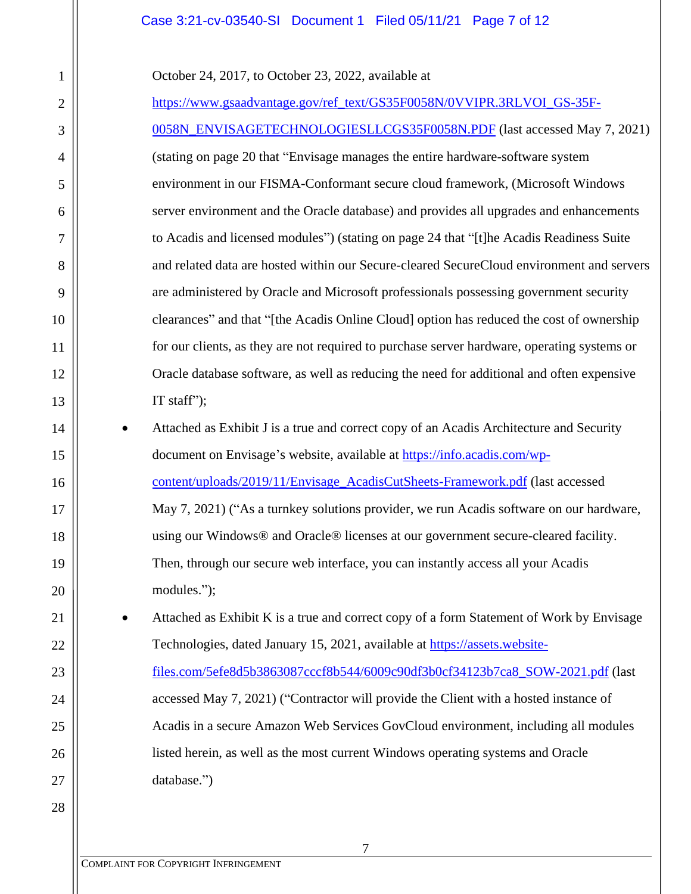October 24, 2017, to October 23, 2022, available at https://www.gsaadvantage.gov/ref_text/GS35F0058N/0VVIPR.3RLVOI_GS-35F-0058N_ENVISAGETECHNOLOGIESLLCGS35F0058N.PDF (last accessed May 7, 2021) (stating on page 20 that "Envisage manages the entire hardware-software system environment in our FISMA-Conformant secure cloud framework, (Microsoft Windows server environment and the Oracle database) and provides all upgrades and enhancements to Acadis and licensed modules") (stating on page 24 that "[t]he Acadis Readiness Suite and related data are hosted within our Secure-cleared SecureCloud environment and servers are administered by Oracle and Microsoft professionals possessing government security clearances" and that "[the Acadis Online Cloud] option has reduced the cost of ownership for our clients, as they are not required to purchase server hardware, operating systems or Oracle database software, as well as reducing the need for additional and often expensive IT staff");

- Attached as Exhibit J is a true and correct copy of an Acadis Architecture and Security document on Envisage's website, available at https://info.acadis.com/wp-content/uploads/2019/11/Envisage_AcadisCutSheets-Framework.pdf (last accessed May 7, 2021) ("As a turnkey solutions provider, we run Acadis software on our hardware, using our Windows® and Oracle® licenses at our government secure-cleared facility. Then, through our secure web interface, you can instantly access all your Acadis modules.");
- Attached as Exhibit K is a true and correct copy of a form Statement of Work by Envisage Technologies, dated January 15, 2021, available at https://assets.website-files.com/5efe8d5b3863087cccf8b544/6009c90df3b0cf34123b7ca8_SOW-2021.pdf (last accessed May 7, 2021) ("Contractor will provide the Client with a hosted instance of Acadis in a secure Amazon Web Services GovCloud environment, including all modules listed herein, as well as the most current Windows operating systems and Oracle database.")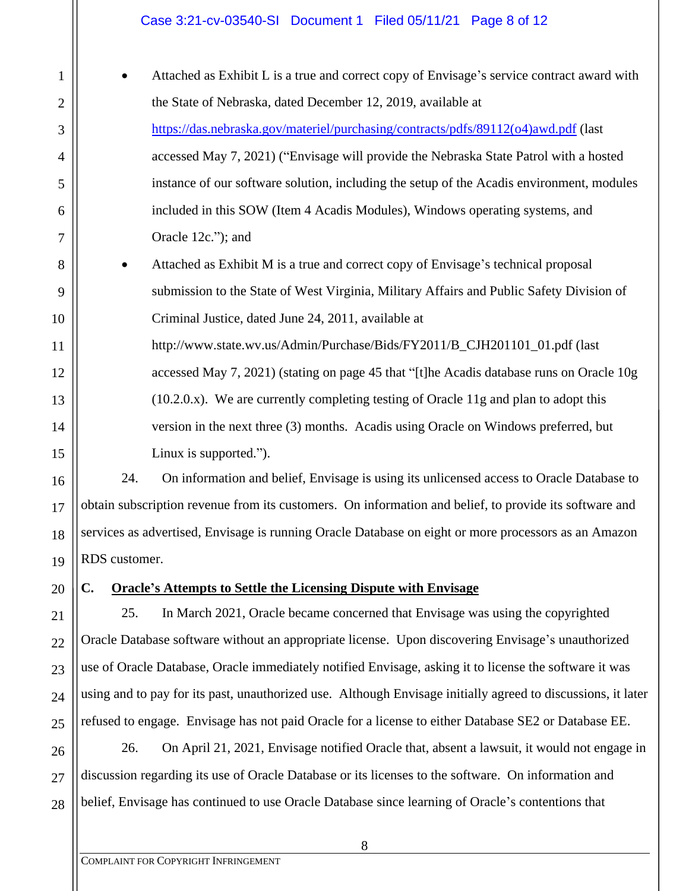- Attached as Exhibit L is a true and correct copy of Envisage's service contract award with the State of Nebraska, dated December 12, 2019, available at https://das.nebraska.gov/materiel/purchasing/contracts/pdfs/89112(o4)awd.pdf (last accessed May 7, 2021) ("Envisage will provide the Nebraska State Patrol with a hosted instance of our software solution, including the setup of the Acadis environment, modules included in this SOW (Item 4 Acadis Modules), Windows operating systems, and Oracle 12c."); and
- Attached as Exhibit M is a true and correct copy of Envisage's technical proposal submission to the State of West Virginia, Military Affairs and Public Safety Division of Criminal Justice, dated June 24, 2011, available at http://www.state.wv.us/Admin/Purchase/Bids/FY2011/B_CJH201101_01.pdf (last accessed May 7, 2021) (stating on page 45 that "[t]he Acadis database runs on Oracle 10g (10.2.0.x). We are currently completing testing of Oracle 11g and plan to adopt this version in the next three (3) months. Acadis using Oracle on Windows preferred, but Linux is supported.").

24. On information and belief, Envisage is using its unlicensed access to Oracle Database to obtain subscription revenue from its customers. On information and belief, to provide its software and services as advertised, Envisage is running Oracle Database on eight or more processors as an Amazon RDS customer.

### C. Oracle's Attempts to Settle the Licensing Dispute with Envisage

25. In March 2021, Oracle became concerned that Envisage was using the copyrighted Oracle Database software without an appropriate license. Upon discovering Envisage's unauthorized use of Oracle Database, Oracle immediately notified Envisage, asking it to license the software it was using and to pay for its past, unauthorized use. Although Envisage initially agreed to discussions, it later refused to engage. Envisage has not paid Oracle for a license to either Database SE2 or Database EE.

26. On April 21, 2021, Envisage notified Oracle that, absent a lawsuit, it would not engage in discussion regarding its use of Oracle Database or its licenses to the software. On information and belief, Envisage has continued to use Oracle Database since learning of Oracle's contentions that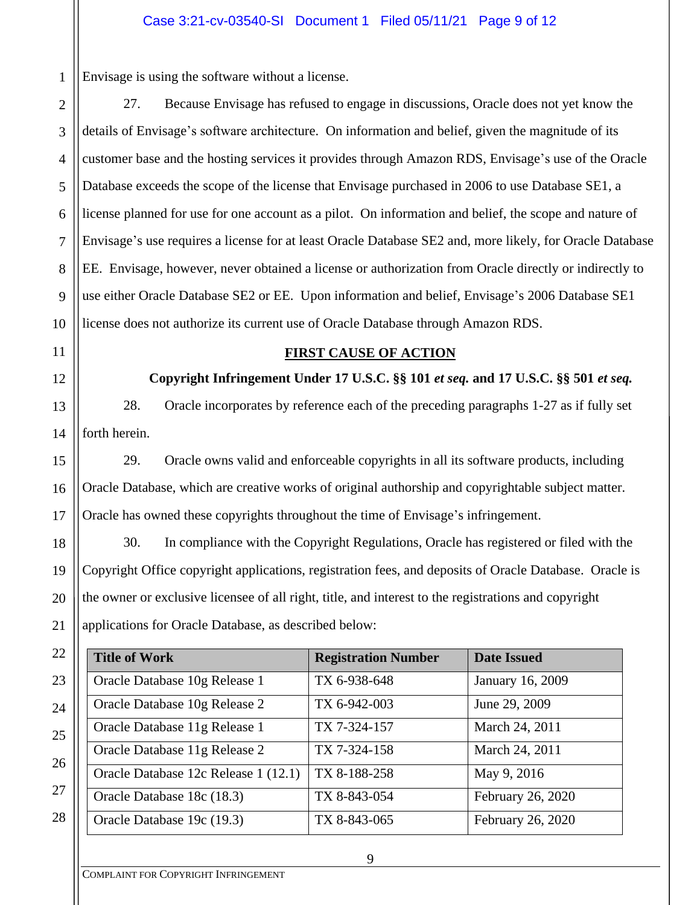Envisage is using the software without a license.

27. Because Envisage has refused to engage in discussions, Oracle does not yet know the details of Envisage's software architecture. On information and belief, given the magnitude of its customer base and the hosting services it provides through Amazon RDS, Envisage's use of the Oracle Database exceeds the scope of the license that Envisage purchased in 2006 to use Database SE1, a license planned for use for one account as a pilot. On information and belief, the scope and nature of Envisage's use requires a license for at least Oracle Database SE2 and, more likely, for Oracle Database EE. Envisage, however, never obtained a license or authorization from Oracle directly or indirectly to use either Oracle Database SE2 or EE. Upon information and belief, Envisage's 2006 Database SE1 license does not authorize its current use of Oracle Database through Amazon RDS.

## FIRST CAUSE OF ACTION

**Copyright Infringement Under 17 U.S.C. §§ 101 *et seq.* and 17 U.S.C. §§ 501 *et seq.***

28. Oracle incorporates by reference each of the preceding paragraphs 1-27 as if fully set forth herein.

29. Oracle owns valid and enforceable copyrights in all its software products, including Oracle Database, which are creative works of original authorship and copyrightable subject matter. Oracle has owned these copyrights throughout the time of Envisage's infringement.

30. In compliance with the Copyright Regulations, Oracle has registered or filed with the Copyright Office copyright applications, registration fees, and deposits of Oracle Database. Oracle is the owner or exclusive licensee of all right, title, and interest to the registrations and copyright applications for Oracle Database, as described below:

| Title of Work | Registration Number | Date Issued |
|---|---|---|
| Oracle Database 10g Release 1 | TX 6-938-648 | January 16, 2009 |
| Oracle Database 10g Release 2 | TX 6-942-003 | June 29, 2009 |
| Oracle Database 11g Release 1 | TX 7-324-157 | March 24, 2011 |
| Oracle Database 11g Release 2 | TX 7-324-158 | March 24, 2011 |
| Oracle Database 12c Release 1 (12.1) | TX 8-188-258 | May 9, 2016 |
| Oracle Database 18c (18.3) | TX 8-843-054 | February 26, 2020 |
| Oracle Database 19c (19.3) | TX 8-843-065 | February 26, 2020 |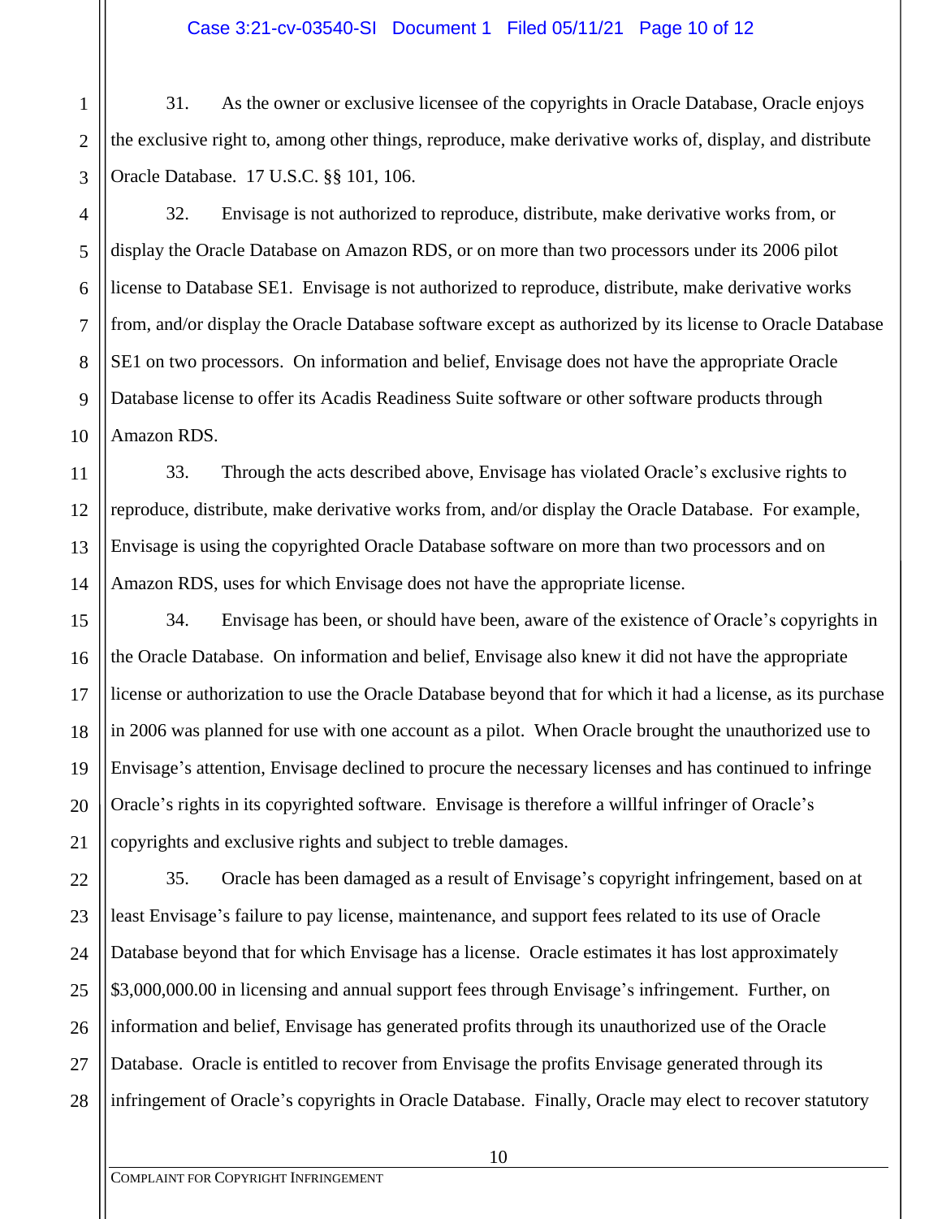31. As the owner or exclusive licensee of the copyrights in Oracle Database, Oracle enjoys the exclusive right to, among other things, reproduce, make derivative works of, display, and distribute Oracle Database. 17 U.S.C. §§ 101, 106.

32. Envisage is not authorized to reproduce, distribute, make derivative works from, or display the Oracle Database on Amazon RDS, or on more than two processors under its 2006 pilot license to Database SE1. Envisage is not authorized to reproduce, distribute, make derivative works from, and/or display the Oracle Database software except as authorized by its license to Oracle Database SE1 on two processors. On information and belief, Envisage does not have the appropriate Oracle Database license to offer its Acadis Readiness Suite software or other software products through Amazon RDS.

33. Through the acts described above, Envisage has violated Oracle's exclusive rights to reproduce, distribute, make derivative works from, and/or display the Oracle Database. For example, Envisage is using the copyrighted Oracle Database software on more than two processors and on Amazon RDS, uses for which Envisage does not have the appropriate license.

34. Envisage has been, or should have been, aware of the existence of Oracle's copyrights in the Oracle Database. On information and belief, Envisage also knew it did not have the appropriate license or authorization to use the Oracle Database beyond that for which it had a license, as its purchase in 2006 was planned for use with one account as a pilot. When Oracle brought the unauthorized use to Envisage's attention, Envisage declined to procure the necessary licenses and has continued to infringe Oracle's rights in its copyrighted software. Envisage is therefore a willful infringer of Oracle's copyrights and exclusive rights and subject to treble damages.

35. Oracle has been damaged as a result of Envisage's copyright infringement, based on at least Envisage's failure to pay license, maintenance, and support fees related to its use of Oracle Database beyond that for which Envisage has a license. Oracle estimates it has lost approximately $3,000,000.00 in licensing and annual support fees through Envisage's infringement. Further, on information and belief, Envisage has generated profits through its unauthorized use of the Oracle Database. Oracle is entitled to recover from Envisage the profits Envisage generated through its infringement of Oracle's copyrights in Oracle Database. Finally, Oracle may elect to recover statutory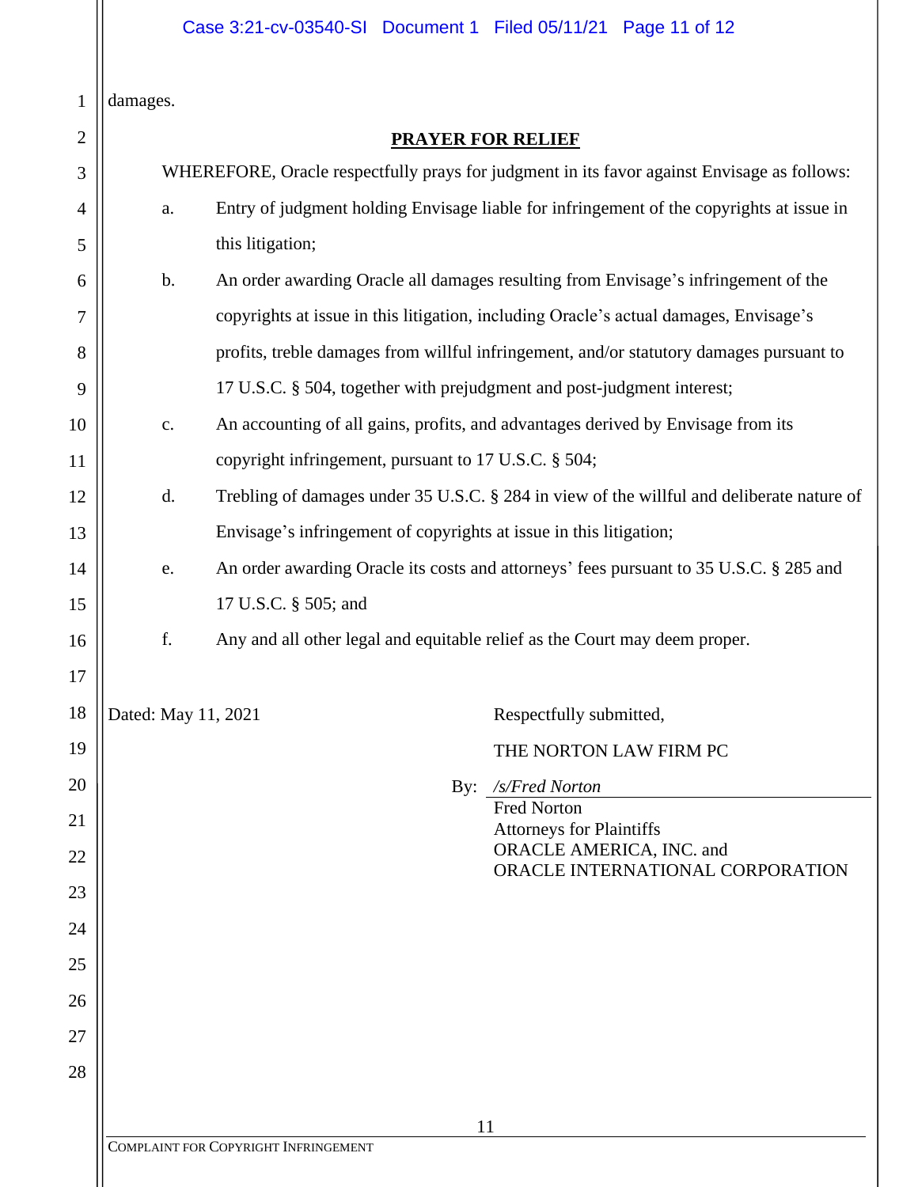damages.

**PRAYER FOR RELIEF**

WHEREFORE, Oracle respectfully prays for judgment in its favor against Envisage as follows:

a. Entry of judgment holding Envisage liable for infringement of the copyrights at issue in this litigation;

b. An order awarding Oracle all damages resulting from Envisage's infringement of the copyrights at issue in this litigation, including Oracle's actual damages, Envisage's profits, treble damages from willful infringement, and/or statutory damages pursuant to 17 U.S.C. § 504, together with prejudgment and post-judgment interest;

c. An accounting of all gains, profits, and advantages derived by Envisage from its copyright infringement, pursuant to 17 U.S.C. § 504;

d. Trebling of damages under 35 U.S.C. § 284 in view of the willful and deliberate nature of Envisage's infringement of copyrights at issue in this litigation;

e. An order awarding Oracle its costs and attorneys' fees pursuant to 35 U.S.C. § 285 and 17 U.S.C. § 505; and

f. Any and all other legal and equitable relief as the Court may deem proper.

Dated: May 11, 2021

Respectfully submitted,

THE NORTON LAW FIRM PC

By: */s/Fred Norton*
Fred Norton
Attorneys for Plaintiffs
ORACLE AMERICA, INC. and
ORACLE INTERNATIONAL CORPORATION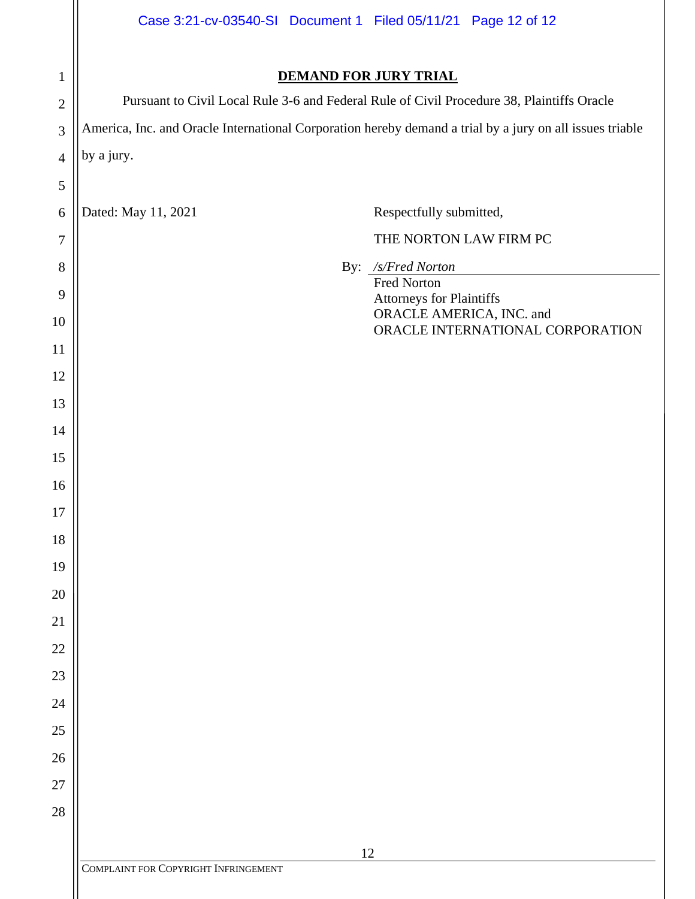## **DEMAND FOR JURY TRIAL**

Pursuant to Civil Local Rule 3-6 and Federal Rule of Civil Procedure 38, Plaintiffs Oracle America, Inc. and Oracle International Corporation hereby demand a trial by a jury on all issues triable by a jury.

Dated: May 11, 2021

Respectfully submitted,

THE NORTON LAW FIRM PC

By: */s/Fred Norton*
Fred Norton
Attorneys for Plaintiffs
ORACLE AMERICA, INC. and
ORACLE INTERNATIONAL CORPORATION

COMPLAINT FOR COPYRIGHT INFRINGEMENT